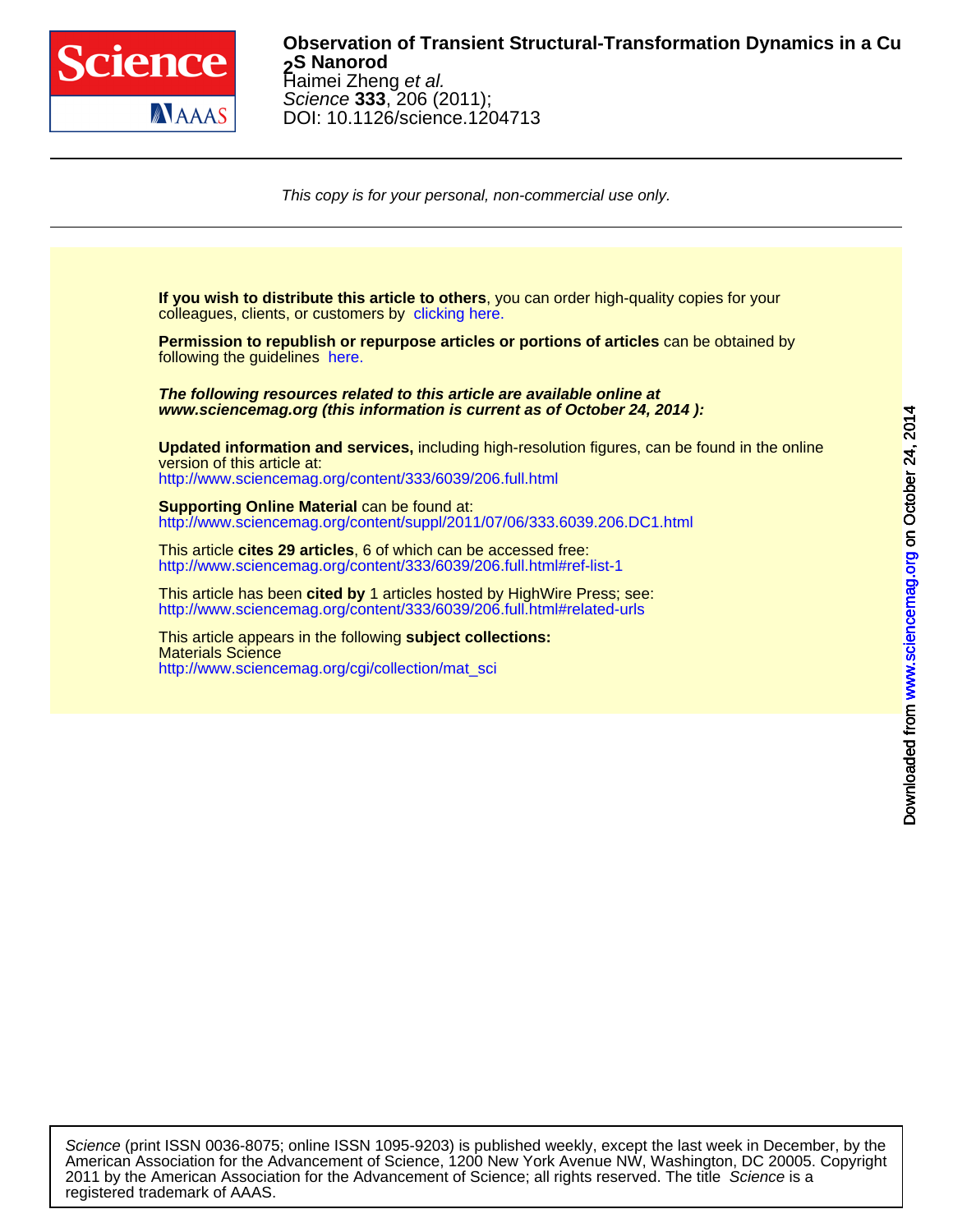**Observation of Transient Structural-Transformation Dynamics in a $Cu_2S$ Nanorod**

Haimei Zheng *et al.*

*Science* **333**, 206 (2011);

DOI: 10.1126/science.1204713

*This copy is for your personal, non-commercial use only.*

**If you wish to distribute this article to others**, you can order high-quality copies for your colleagues, clients, or customers by clicking here.

**Permission to republish or repurpose articles or portions of articles** can be obtained by following the guidelines here.

***The following resources related to this article are available online at www.sciencemag.org (this information is current as of October 24, 2014 ):***

**Updated information and services,** including high-resolution figures, can be found in the online version of this article at:
http://www.sciencemag.org/content/333/6039/206.full.html

**Supporting Online Material** can be found at:
http://www.sciencemag.org/content/suppl/2011/07/06/333.6039.206.DC1.html

This article **cites 29 articles**, 6 of which can be accessed free:
http://www.sciencemag.org/content/333/6039/206.full.html#ref-list-1

This article has been **cited by** 1 articles hosted by HighWire Press; see:
http://www.sciencemag.org/content/333/6039/206.full.html#related-urls

This article appears in the following **subject collections:**
Materials Science
http://www.sciencemag.org/cgi/collection/mat_sci

Downloaded from www.sciencemag.org on October 24, 2014

*Science* (print ISSN 0036-8075; online ISSN 1095-9203) is published weekly, except the last week in December, by the American Association for the Advancement of Science, 1200 New York Avenue NW, Washington, DC 20005. Copyright 2011 by the American Association for the Advancement of Science; all rights reserved. The title *Science* is a registered trademark of AAAS.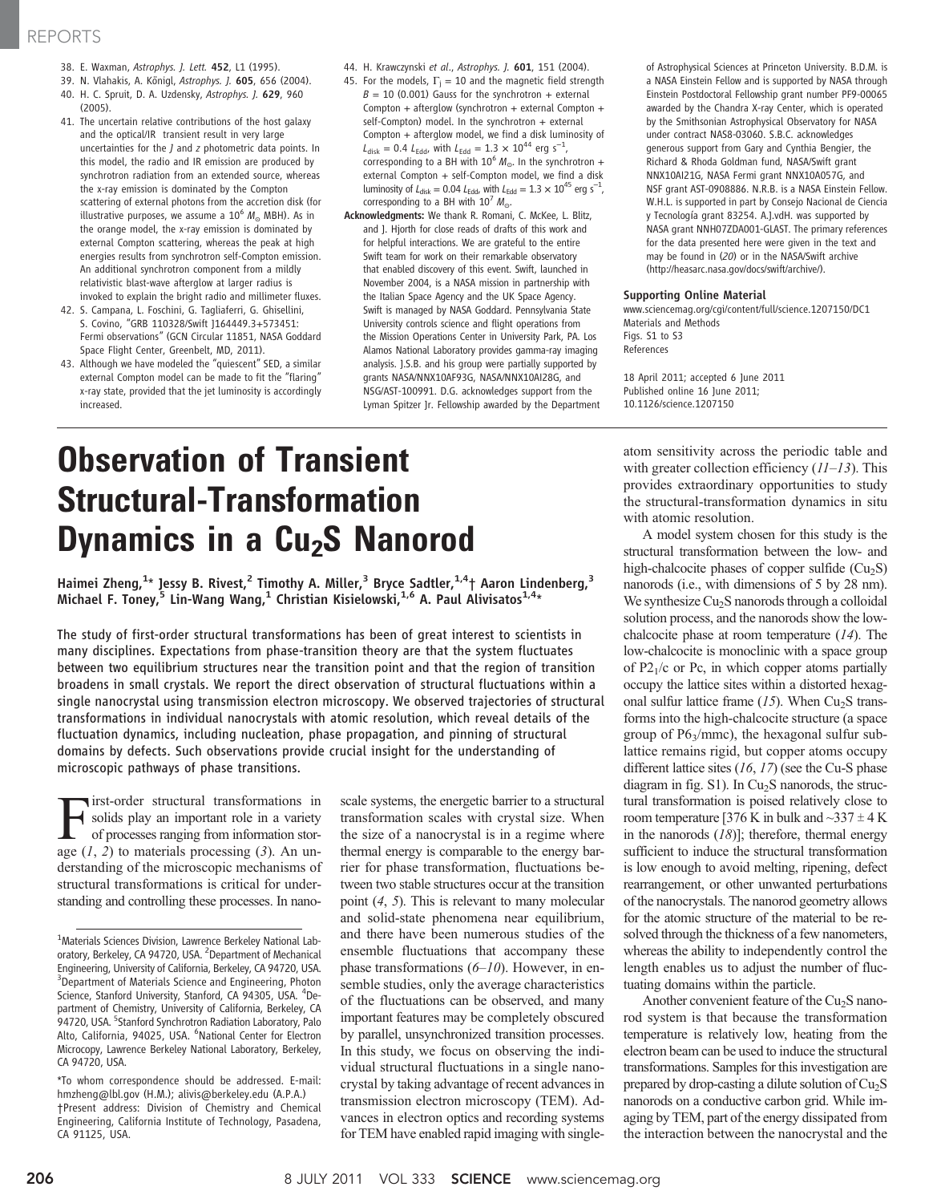38. E. Waxman, *Astrophys. J. Lett.* **452**, L1 (1995).
39. N. Vlahakis, A. Königl, *Astrophys. J.* **605**, 656 (2004).
40. H. C. Spruit, D. A. Uzdensky, *Astrophys. J.* **629**, 960 (2005).
41. The uncertain relative contributions of the host galaxy and the optical/IR transient result in very large uncertainties for the *J* and *z* photometric data points. In this model, the radio and IR emission are produced by synchrotron radiation from an extended source, whereas the x-ray emission is dominated by the Compton scattering of external photons from the accretion disk (for illustrative purposes, we assume a $10^6$ $M_\odot$ MBH). As in the orange model, the x-ray emission is dominated by external Compton scattering, whereas the peak at high energies results from synchrotron self-Compton emission. An additional synchrotron component from a mildly relativistic blast-wave afterglow at larger radius is invoked to explain the bright radio and millimeter fluxes.
42. S. Campana, L. Foschini, G. Tagliaferri, G. Ghisellini, S. Covino, "GRB 110328/Swift J164449.3+573451: Fermi observations" (GCN Circular 11851, NASA Goddard Space Flight Center, Greenbelt, MD, 2011).
43. Although we have modeled the "quiescent" SED, a similar external Compton model can be made to fit the "flaring" x-ray state, provided that the jet luminosity is accordingly increased.
44. H. Krawczynski *et al.*, *Astrophys. J.* **601**, 151 (2004).
45. For the models, $\Gamma_j = 10$ and the magnetic field strength $B = 10$ (0.001) Gauss for the synchrotron + external Compton + afterglow (synchrotron + external Compton + self-Compton) model. In the synchrotron + external Compton + afterglow model, we find a disk luminosity of $L_{disk} = 0.4\ L_{Edd}$, with $L_{Edd} = 1.3 \times 10^{44}$ erg s$^{-1}$, corresponding to a BH with $10^6$ $M_\odot$. In the synchrotron + external Compton + self-Compton model, we find a disk luminosity of $L_{disk} = 0.04\ L_{Edd}$, with $L_{Edd} = 1.3 \times 10^{45}$ erg s$^{-1}$, corresponding to a BH with $10^7$ $M_\odot$.

**Acknowledgments:** We thank R. Romani, C. McKee, L. Blitz, and J. Hjorth for close reads of drafts of this work and for helpful interactions. We are grateful to the entire Swift team for work on their remarkable observatory that enabled discovery of this event. Swift, launched in November 2004, is a NASA mission in partnership with the Italian Space Agency and the UK Space Agency. Swift is managed by NASA Goddard. Pennsylvania State University controls science and flight operations from the Mission Operations Center in University Park, PA. Los Alamos National Laboratory provides gamma-ray imaging analysis. J.S.B. and his group were partially supported by grants NASA/NNX10AF93G, NASA/NNX10AI28G, and NSG/AST-100991. D.G. acknowledges support from the Lyman Spitzer Jr. Fellowship awarded by the Department of Astrophysical Sciences at Princeton University. B.D.M. is a NASA Einstein Fellow and is supported by NASA through Einstein Postdoctoral Fellowship grant number PF9-00065 awarded by the Chandra X-ray Center, which is operated by the Smithsonian Astrophysical Observatory for NASA under contract NAS8-03060. S.B.C. acknowledges generous support from Gary and Cynthia Bengier, the Richard & Rhoda Goldman fund, NASA/Swift grant NNX10AI21G, NASA Fermi grant NNX10A057G, and NSF grant AST-0908886. N.R.B. is a NASA Einstein Fellow. W.H.L. is supported in part by Consejo Nacional de Ciencia y Tecnología grant 83254. A.J.vdH. was supported by NASA grant NNH07ZDA001-GLAST. The primary references for the data presented here were given in the text and may be found in (*20*) or in the NASA/Swift archive (http://heasarc.nasa.gov/docs/swift/archive/).

**Supporting Online Material**
www.sciencemag.org/cgi/content/full/science.1207150/DC1
Materials and Methods
Figs. S1 to S3
References

18 April 2011; accepted 6 June 2011
Published online 16 June 2011;
10.1126/science.1207150

# Observation of Transient Structural-Transformation Dynamics in a $Cu_2S$ Nanorod

**Haimei Zheng,[1]* Jessy B. Rivest,[2] Timothy A. Miller,[3] Bryce Sadtler,[1,4]† Aaron Lindenberg,[3] Michael F. Toney,[5] Lin-Wang Wang,[1] Christian Kisielowski,[1,6] A. Paul Alivisatos[1,4]***

**The study of first-order structural transformations has been of great interest to scientists in many disciplines. Expectations from phase-transition theory are that the system fluctuates between two equilibrium structures near the transition point and that the region of transition broadens in small crystals. We report the direct observation of structural fluctuations within a single nanocrystal using transmission electron microscopy. We observed trajectories of structural transformations in individual nanocrystals with atomic resolution, which reveal details of the fluctuation dynamics, including nucleation, phase propagation, and pinning of structural domains by defects. Such observations provide crucial insight for the understanding of microscopic pathways of phase transitions.**

First-order structural transformations in solids play an important role in a variety of processes ranging from information storage (*1*, *2*) to materials processing (*3*). An understanding of the microscopic mechanisms of structural transformations is critical for understanding and controlling these processes. In nanoscale systems, the energetic barrier to a structural transformation scales with crystal size. When the size of a nanocrystal is in a regime where thermal energy is comparable to the energy barrier for phase transformation, fluctuations between two stable structures occur at the transition point (*4*, *5*). This is relevant to many molecular and solid-state phenomena near equilibrium, and there have been numerous studies of the ensemble fluctuations that accompany these phase transformations (*6*–*10*). However, in ensemble studies, only the average characteristics of the fluctuations can be observed, and many important features may be completely obscured by parallel, unsynchronized transition processes. In this study, we focus on observing the individual structural fluctuations in a single nanocrystal by taking advantage of recent advances in transmission electron microscopy (TEM). Advances in electron optics and recording systems for TEM have enabled rapid imaging with single-atom sensitivity across the periodic table and with greater collection efficiency (*11*–*13*). This provides extraordinary opportunities to study the structural-transformation dynamics in situ with atomic resolution.

A model system chosen for this study is the structural transformation between the low- and high-chalcocite phases of copper sulfide ($Cu_2S$) nanorods (i.e., with dimensions of 5 by 28 nm). We synthesize $Cu_2S$ nanorods through a colloidal solution process, and the nanorods show the low-chalcocite phase at room temperature (*14*). The low-chalcocite is monoclinic with a space group of $P2_1/c$ or Pc, in which copper atoms partially occupy the lattice sites within a distorted hexagonal sulfur lattice frame (*15*). When $Cu_2S$ transforms into the high-chalcocite structure (a space group of $P6_3/mmc$), the hexagonal sulfur sublattice remains rigid, but copper atoms occupy different lattice sites (*16*, *17*) (see the Cu-S phase diagram in fig. S1). In $Cu_2S$ nanorods, the structural transformation is poised relatively close to room temperature [376 K in bulk and ~337 ± 4 K in the nanorods (*18*)]; therefore, thermal energy sufficient to induce the structural transformation is low enough to avoid melting, ripening, defect rearrangement, or other unwanted perturbations of the nanocrystals. The nanorod geometry allows for the atomic structure of the material to be resolved through the thickness of a few nanometers, whereas the ability to independently control the length enables us to adjust the number of fluctuating domains within the particle.

Another convenient feature of the $Cu_2S$ nanorod system is that because the transformation temperature is relatively low, heating from the electron beam can be used to induce the structural transformations. Samples for this investigation are prepared by drop-casting a dilute solution of $Cu_2S$ nanorods on a conductive carbon grid. While imaging by TEM, part of the energy dissipated from the interaction between the nanocrystal and the

[1]Materials Sciences Division, Lawrence Berkeley National Laboratory, Berkeley, CA 94720, USA. [2]Department of Mechanical Engineering, University of California, Berkeley, CA 94720, USA. [3]Department of Materials Science and Engineering, Photon Science, Stanford University, Stanford, CA 94305, USA. [4]Department of Chemistry, University of California, Berkeley, CA 94720, USA. [5]Stanford Synchrotron Radiation Laboratory, Palo Alto, California, 94025, USA. [6]National Center for Electron Microcopy, Lawrence Berkeley National Laboratory, Berkeley, CA 94720, USA.

*To whom correspondence should be addressed. E-mail: hmzheng@lbl.gov (H.M.); alivis@berkeley.edu (A.P.A.)
†Present address: Division of Chemistry and Chemical Engineering, California Institute of Technology, Pasadena, CA 91125, USA.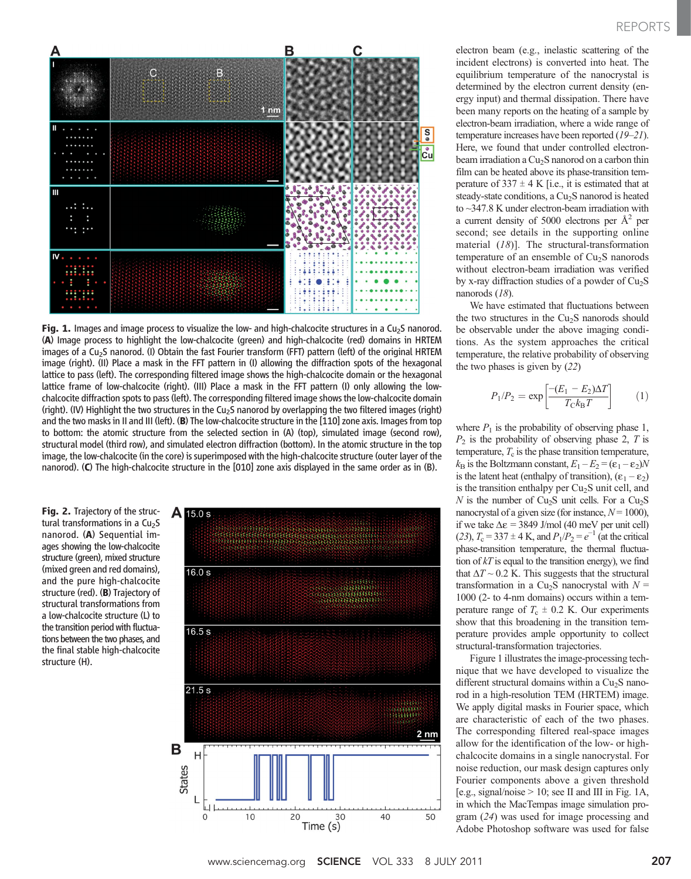**Fig. 1.** Images and image process to visualize the low- and high-chalcocite structures in a $Cu_2S$ nanorod. (**A**) Image process to highlight the low-chalcocite (green) and high-chalcocite (red) domains in HRTEM images of a $Cu_2S$ nanorod. (I) Obtain the fast Fourier transform (FFT) pattern (left) of the original HRTEM image (right). (II) Place a mask in the FFT pattern in (I) allowing the diffraction spots of the hexagonal lattice to pass (left). The corresponding filtered image shows the high-chalcocite domain or the hexagonal lattice frame of low-chalcocite (right). (III) Place a mask in the FFT pattern (I) only allowing the low-chalcocite diffraction spots to pass (left). The corresponding filtered image shows the low-chalcocite domain (right). (IV) Highlight the two structures in the $Cu_2S$ nanorod by overlapping the two filtered images (right) and the two masks in II and III (left). (**B**) The low-chalcocite structure in the [110] zone axis. Images from top to bottom: the atomic structure from the selected section in (A) (top), simulated image (second row), structural model (third row), and simulated electron diffraction (bottom). In the atomic structure in the top image, the low-chalcocite (in the core) is superimposed with the high-chalcocite structure (outer layer of the nanorod). (**C**) The high-chalcocite structure in the [010] zone axis displayed in the same order as in (B).

**Fig. 2.** Trajectory of the structural transformations in a $Cu_2S$ nanorod. (**A**) Sequential images showing the low-chalcocite structure (green), mixed structure (mixed green and red domains), and the pure high-chalcocite structure (red). (**B**) Trajectory of structural transformations from a low-chalcocite structure (L) to the transition period with fluctuations between the two phases, and the final stable high-chalcocite structure (H).

electron beam (e.g., inelastic scattering of the incident electrons) is converted into heat. The equilibrium temperature of the nanocrystal is determined by the electron current density (energy input) and thermal dissipation. There have been many reports on the heating of a sample by electron-beam irradiation, where a wide range of temperature increases have been reported (*19*–*21*). Here, we found that under controlled electron-beam irradiation a $Cu_2S$ nanorod on a carbon thin film can be heated above its phase-transition temperature of 337 ± 4 K [i.e., it is estimated that at steady-state conditions, a $Cu_2S$ nanorod is heated to ~347.8 K under electron-beam irradiation with a current density of 5000 electrons per $Å^2$ per second; see details in the supporting online material (*18*)]. The structural-transformation temperature of an ensemble of $Cu_2S$ nanorods without electron-beam irradiation was verified by x-ray diffraction studies of a powder of $Cu_2S$ nanorods (*18*).

We have estimated that fluctuations between the two structures in the $Cu_2S$ nanorods should be observable under the above imaging conditions. As the system approaches the critical temperature, the relative probability of observing the two phases is given by (*22*)

$$P_1/P_2 = \exp\left[\frac{-(E_1 - E_2)\Delta T}{T_C k_B T}\right] \qquad (1)$$

where $P_1$ is the probability of observing phase 1, $P_2$ is the probability of observing phase 2, $T$ is temperature, $T_c$ is the phase transition temperature, $k_B$ is the Boltzmann constant, $E_1 - E_2 = (\varepsilon_1 - \varepsilon_2)N$ is the latent heat (enthalpy of transition), $(\varepsilon_1 - \varepsilon_2)$ is the transition enthalpy per $Cu_2S$ unit cell, and $N$ is the number of $Cu_2S$ unit cells. For a $Cu_2S$ nanocrystal of a given size (for instance, $N = 1000$), if we take $\Delta\varepsilon = 3849$ J/mol (40 meV per unit cell) (*23*), $T_c = 337 \pm 4$ K, and $P_1/P_2 = e^{-1}$ (at the critical phase-transition temperature, the thermal fluctuation of $kT$ is equal to the transition energy), we find that $\Delta T \sim 0.2$ K. This suggests that the structural transformation in a $Cu_2S$ nanocrystal with $N = 1000$ (2- to 4-nm domains) occurs within a temperature range of $T_c \pm 0.2$ K. Our experiments show that this broadening in the transition temperature provides ample opportunity to collect structural-transformation trajectories.

Figure 1 illustrates the image-processing technique that we have developed to visualize the different structural domains within a $Cu_2S$ nanorod in a high-resolution TEM (HRTEM) image. We apply digital masks in Fourier space, which are characteristic of each of the two phases. The corresponding filtered real-space images allow for the identification of the low- or high-chalcocite domains in a single nanocrystal. For noise reduction, our mask design captures only Fourier components above a given threshold [e.g., signal/noise > 10; see II and III in Fig. 1A, in which the MacTempas image simulation program (*24*) was used for image processing and Adobe Photoshop software was used for false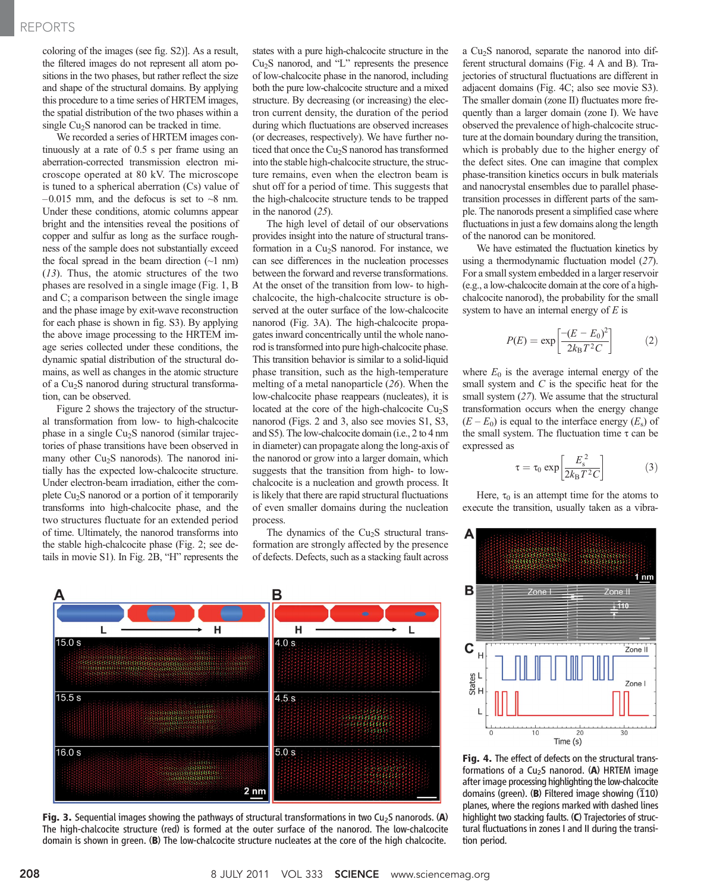coloring of the images (see fig. S2)]. As a result, the filtered images do not represent all atom positions in the two phases, but rather reflect the size and shape of the structural domains. By applying this procedure to a time series of HRTEM images, the spatial distribution of the two phases within a single $Cu_2S$ nanorod can be tracked in time.

We recorded a series of HRTEM images continuously at a rate of 0.5 s per frame using an aberration-corrected transmission electron microscope operated at 80 kV. The microscope is tuned to a spherical aberration (Cs) value of −0.015 mm, and the defocus is set to ~8 nm. Under these conditions, atomic columns appear bright and the intensities reveal the positions of copper and sulfur as long as the surface roughness of the sample does not substantially exceed the focal spread in the beam direction (~1 nm) (13). Thus, the atomic structures of the two phases are resolved in a single image (Fig. 1, B and C; a comparison between the single image and the phase image by exit-wave reconstruction for each phase is shown in fig. S3). By applying the above image processing to the HRTEM image series collected under these conditions, the dynamic spatial distribution of the structural domains, as well as changes in the atomic structure of a $Cu_2S$ nanorod during structural transformation, can be observed.

Figure 2 shows the trajectory of the structural transformation from low- to high-chalcocite phase in a single $Cu_2S$ nanorod (similar trajectories of phase transitions have been observed in many other $Cu_2S$ nanorods). The nanorod initially has the expected low-chalcocite structure. Under electron-beam irradiation, either the complete $Cu_2S$ nanorod or a portion of it temporarily transforms into high-chalcocite phase, and the two structures fluctuate for an extended period of time. Ultimately, the nanorod transforms into the stable high-chalcocite phase (Fig. 2; see details in movie S1). In Fig. 2B, "H" represents the states with a pure high-chalcocite structure in the $Cu_2S$ nanorod, and "L" represents the presence of low-chalcocite phase in the nanorod, including both the pure low-chalcocite structure and a mixed structure. By decreasing (or increasing) the electron current density, the duration of the period during which fluctuations are observed increases (or decreases, respectively). We have further noticed that once the $Cu_2S$ nanorod has transformed into the stable high-chalcocite structure, the structure remains, even when the electron beam is shut off for a period of time. This suggests that the high-chalcocite structure tends to be trapped in the nanorod (25).

The high level of detail of our observations provides insight into the nature of structural transformation in a $Cu_2S$ nanorod. For instance, we can see differences in the nucleation processes between the forward and reverse transformations. At the onset of the transition from low- to high-chalcocite, the high-chalcocite structure is observed at the outer surface of the low-chalcocite nanorod (Fig. 3A). The high-chalcocite propagates inward concentrically until the whole nanorod is transformed into pure high-chalcocite phase. This transition behavior is similar to a solid-liquid phase transition, such as the high-temperature melting of a metal nanoparticle (26). When the low-chalcocite phase reappears (nucleates), it is located at the core of the high-chalcocite $Cu_2S$ nanorod (Figs. 2 and 3, also see movies S1, S3, and S5). The low-chalcocite domain (i.e., 2 to 4 nm in diameter) can propagate along the long-axis of the nanorod or grow into a larger domain, which suggests that the transition from high- to low-chalcocite is a nucleation and growth process. It is likely that there are rapid structural fluctuations of even smaller domains during the nucleation process.

The dynamics of the $Cu_2S$ structural transformation are strongly affected by the presence of defects. Defects, such as a stacking fault across a $Cu_2S$ nanorod, separate the nanorod into different structural domains (Fig. 4 A and B). Trajectories of structural fluctuations are different in adjacent domains (Fig. 4C; also see movie S3). The smaller domain (zone II) fluctuates more frequently than a larger domain (zone I). We have observed the prevalence of high-chalcocite structure at the domain boundary during the transition, which is probably due to the higher energy of the defect sites. One can imagine that complex phase-transition kinetics occurs in bulk materials and nanocrystal ensembles due to parallel phase-transition processes in different parts of the sample. The nanorods present a simplified case where fluctuations in just a few domains along the length of the nanorod can be monitored.

We have estimated the fluctuation kinetics by using a thermodynamic fluctuation model (27). For a small system embedded in a larger reservoir (e.g., a low-chalcocite domain at the core of a high-chalcocite nanorod), the probability for the small system to have an internal energy of $E$ is

$$P(E) = \exp\left[\frac{-(E-E_0)^2}{2k_BT^2C}\right] \quad (2)$$

where $E_0$ is the average internal energy of the small system and $C$ is the specific heat for the small system (27). We assume that the structural transformation occurs when the energy change $(E - E_0)$ is equal to the interface energy ($E_s$) of the small system. The fluctuation time $\tau$ can be expressed as

$$\tau = \tau_0 \exp\left[\frac{E_s^2}{2k_BT^2C}\right] \quad (3)$$

Here, $\tau_0$ is an attempt time for the atoms to execute the transition, usually taken as a vibra-

**Fig. 3.** Sequential images showing the pathways of structural transformations in two $Cu_2S$ nanorods. (**A**) The high-chalcocite structure (red) is formed at the outer surface of the nanorod. The low-chalcocite domain is shown in green. (**B**) The low-chalcocite structure nucleates at the core of the high chalcocite.

**Fig. 4.** The effect of defects on the structural transformations of a $Cu_2S$ nanorod. (**A**) HRTEM image after image processing highlighting the low-chalcocite domains (green). (**B**) Filtered image showing ($\bar{1}10$) planes, where the regions marked with dashed lines highlight two stacking faults. (**C**) Trajectories of structural fluctuations in zones I and II during the transition period.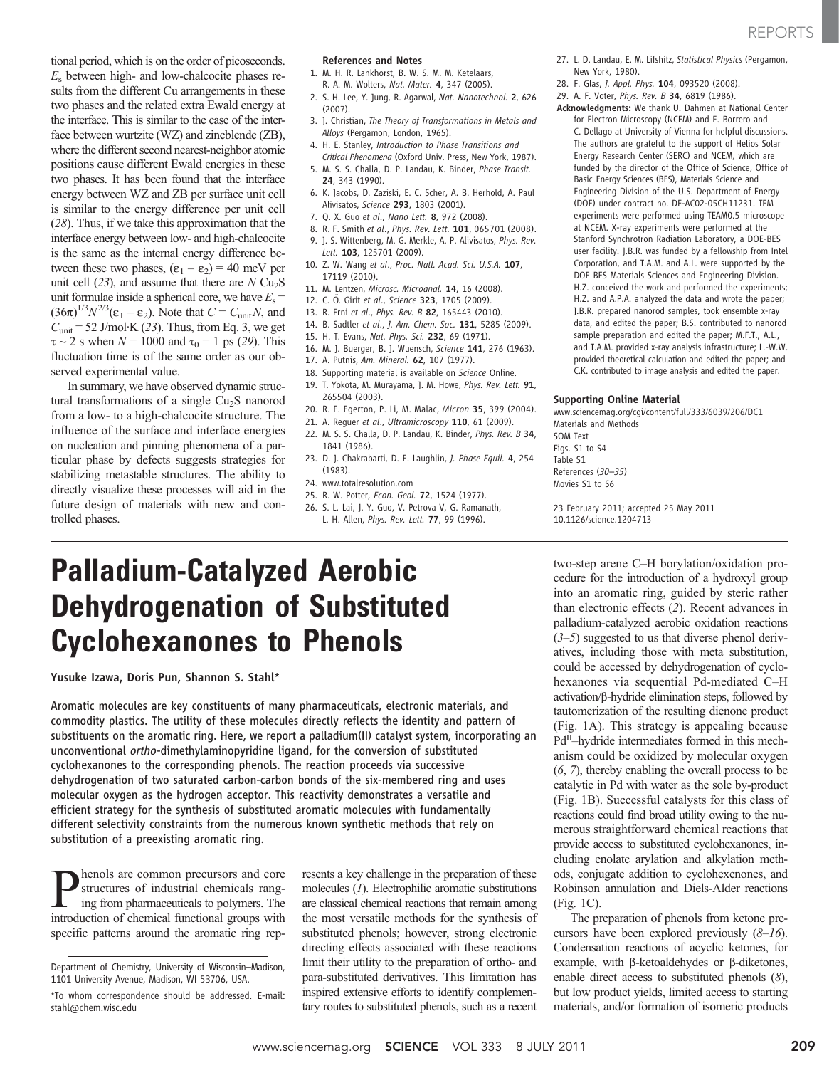tional period, which is on the order of picoseconds. $E_s$ between high- and low-chalcocite phases results from the different Cu arrangements in these two phases and the related extra Ewald energy at the interface. This is similar to the case of the interface between wurtzite (WZ) and zincblende (ZB), where the different second nearest-neighbor atomic positions cause different Ewald energies in these two phases. It has been found that the interface energy between WZ and ZB per surface unit cell is similar to the energy difference per unit cell (28). Thus, if we take this approximation that the interface energy between low- and high-chalcocite is the same as the internal energy difference between these two phases, $(\varepsilon_1 - \varepsilon_2) = 40$ meV per unit cell (23), and assume that there are $N$ $Cu_2S$ unit formulae inside a spherical core, we have $E_s = (36\pi)^{1/3}N^{2/3}(\varepsilon_1 - \varepsilon_2)$. Note that $C = C_{unit}N$, and $C_{unit} = 52$ J/mol·K (23). Thus, from Eq. 3, we get $\tau \sim 2$ s when $N = 1000$ and $\tau_0 = 1$ ps (29). This fluctuation time is of the same order as our observed experimental value.

In summary, we have observed dynamic structural transformations of a single $Cu_2S$ nanorod from a low- to a high-chalcocite structure. The influence of the surface and interface energies on nucleation and pinning phenomena of a particular phase by defects suggests strategies for stabilizing metastable structures. The ability to directly visualize these processes will aid in the future design of materials with new and controlled phases.

### References and Notes

1. M. H. R. Lankhorst, B. W. S. M. M. Ketelaars, R. A. M. Wolters, *Nat. Mater.* **4**, 347 (2005).
2. S. H. Lee, Y. Jung, R. Agarwal, *Nat. Nanotechnol.* **2**, 626 (2007).
3. J. Christian, *The Theory of Transformations in Metals and Alloys* (Pergamon, London, 1965).
4. H. E. Stanley, *Introduction to Phase Transitions and Critical Phenomena* (Oxford Univ. Press, New York, 1987).
5. M. S. S. Challa, D. P. Landau, K. Binder, *Phase Transit.* **24**, 343 (1990).
6. K. Jacobs, D. Zaziski, E. C. Scher, A. B. Herhold, A. Paul Alivisatos, *Science* **293**, 1803 (2001).
7. Q. X. Guo *et al.*, *Nano Lett.* **8**, 972 (2008).
8. R. F. Smith *et al.*, *Phys. Rev. Lett.* **101**, 065701 (2008).
9. J. S. Wittenberg, M. G. Merkle, A. P. Alivisatos, *Phys. Rev. Lett.* **103**, 125701 (2009).
10. Z. W. Wang *et al.*, *Proc. Natl. Acad. Sci. U.S.A.* **107**, 17119 (2010).
11. M. Lentzen, *Microsc. Microanal.* **14**, 16 (2008).
12. C. Ö. Girit *et al.*, *Science* **323**, 1705 (2009).
13. R. Erni *et al.*, *Phys. Rev. B* **82**, 165443 (2010).
14. B. Sadtler *et al.*, *J. Am. Chem. Soc.* **131**, 5285 (2009).
15. H. T. Evans, *Nat. Phys. Sci.* **232**, 69 (1971).
16. M. J. Buerger, B. J. Wuensch, *Science* **141**, 276 (1963).
17. A. Putnis, *Am. Mineral.* **62**, 107 (1977).
18. Supporting material is available on *Science* Online.
19. T. Yokota, M. Murayama, J. M. Howe, *Phys. Rev. Lett.* **91**, 265504 (2003).
20. R. F. Egerton, P. Li, M. Malac, *Micron* **35**, 399 (2004).
21. A. Reguer *et al.*, *Ultramicroscopy* **110**, 61 (2009).
22. M. S. S. Challa, D. P. Landau, K. Binder, *Phys. Rev. B* **34**, 1841 (1986).
23. D. J. Chakrabarti, D. E. Laughlin, *J. Phase Equil.* **4**, 254 (1983).
24. www.totalresolution.com
25. R. W. Potter, *Econ. Geol.* **72**, 1524 (1977).
26. S. L. Lai, J. Y. Guo, V. Petrova V, G. Ramanath, L. H. Allen, *Phys. Rev. Lett.* **77**, 99 (1996).
27. L. D. Landau, E. M. Lifshitz, *Statistical Physics* (Pergamon, New York, 1980).
28. F. Glas, *J. Appl. Phys.* **104**, 093520 (2008).
29. A. F. Voter, *Phys. Rev. B* **34**, 6819 (1986).

**Acknowledgments:** We thank U. Dahmen at National Center for Electron Microscopy (NCEM) and E. Borrero and C. Dellago at University of Vienna for helpful discussions. The authors are grateful to the support of Helios Solar Energy Research Center (SERC) and NCEM, which are funded by the director of the Office of Science, Office of Basic Energy Sciences (BES), Materials Science and Engineering Division of the U.S. Department of Energy (DOE) under contract no. DE-AC02-05CH11231. TEM experiments were performed using TEAM0.5 microscope at NCEM. X-ray experiments were performed at the Stanford Synchrotron Radiation Laboratory, a DOE-BES user facility. J.B.R. was funded by a fellowship from Intel Corporation, and T.A.M. and A.L. were supported by the DOE BES Materials Sciences and Engineering Division. H.Z. conceived the work and performed the experiments; H.Z. and A.P.A. analyzed the data and wrote the paper; J.B.R. prepared nanorod samples, took ensemble x-ray data, and edited the paper; B.S. contributed to nanorod sample preparation and edited the paper; M.F.T., A.L., and T.A.M. provided x-ray analysis infrastructure; L.-W.W. provided theoretical calculation and edited the paper; and C.K. contributed to image analysis and edited the paper.

### Supporting Online Material

www.sciencemag.org/cgi/content/full/333/6039/206/DC1
Materials and Methods
SOM Text
Figs. S1 to S4
Table S1
References (30–35)
Movies S1 to S6

23 February 2011; accepted 25 May 2011
10.1126/science.1204713

# Palladium-Catalyzed Aerobic Dehydrogenation of Substituted Cyclohexanones to Phenols

**Yusuke Izawa, Doris Pun, Shannon S. Stahl***

**Aromatic molecules are key constituents of many pharmaceuticals, electronic materials, and commodity plastics. The utility of these molecules directly reflects the identity and pattern of substituents on the aromatic ring. Here, we report a palladium(II) catalyst system, incorporating an unconventional *ortho*-dimethylaminopyridine ligand, for the conversion of substituted cyclohexanones to the corresponding phenols. The reaction proceeds via successive dehydrogenation of two saturated carbon-carbon bonds of the six-membered ring and uses molecular oxygen as the hydrogen acceptor. This reactivity demonstrates a versatile and efficient strategy for the synthesis of substituted aromatic molecules with fundamentally different selectivity constraints from the numerous known synthetic methods that rely on substitution of a preexisting aromatic ring.**

Phenols are common precursors and core structures of industrial chemicals ranging from pharmaceuticals to polymers. The introduction of chemical functional groups with specific patterns around the aromatic ring represents a key challenge in the preparation of these molecules (1). Electrophilic aromatic substitutions are classical chemical reactions that remain among the most versatile methods for the synthesis of substituted phenols; however, strong electronic directing effects associated with these reactions limit their utility to the preparation of ortho- and para-substituted derivatives. This limitation has inspired extensive efforts to identify complementary routes to substituted phenols, such as a recent two-step arene C–H borylation/oxidation procedure for the introduction of a hydroxyl group into an aromatic ring, guided by steric rather than electronic effects (2). Recent advances in palladium-catalyzed aerobic oxidation reactions (3–5) suggested to us that diverse phenol derivatives, including those with meta substitution, could be accessed by dehydrogenation of cyclohexanones via sequential Pd-mediated C–H activation/β-hydride elimination steps, followed by tautomerization of the resulting dienone product (Fig. 1A). This strategy is appealing because $Pd^{II}$–hydride intermediates formed in this mechanism could be oxidized by molecular oxygen (6, 7), thereby enabling the overall process to be catalytic in Pd with water as the sole by-product (Fig. 1B). Successful catalysts for this class of reactions could find broad utility owing to the numerous straightforward chemical reactions that provide access to substituted cyclohexanones, including enolate arylation and alkylation methods, conjugate addition to cyclohexenones, and Robinson annulation and Diels-Alder reactions (Fig. 1C).

The preparation of phenols from ketone precursors have been explored previously (8–16). Condensation reactions of acyclic ketones, for example, with β-ketoaldehydes or β-diketones, enable direct access to substituted phenols (8), but low product yields, limited access to starting materials, and/or formation of isomeric products

Department of Chemistry, University of Wisconsin–Madison, 1101 University Avenue, Madison, WI 53706, USA.

*To whom correspondence should be addressed. E-mail: stahl@chem.wisc.edu